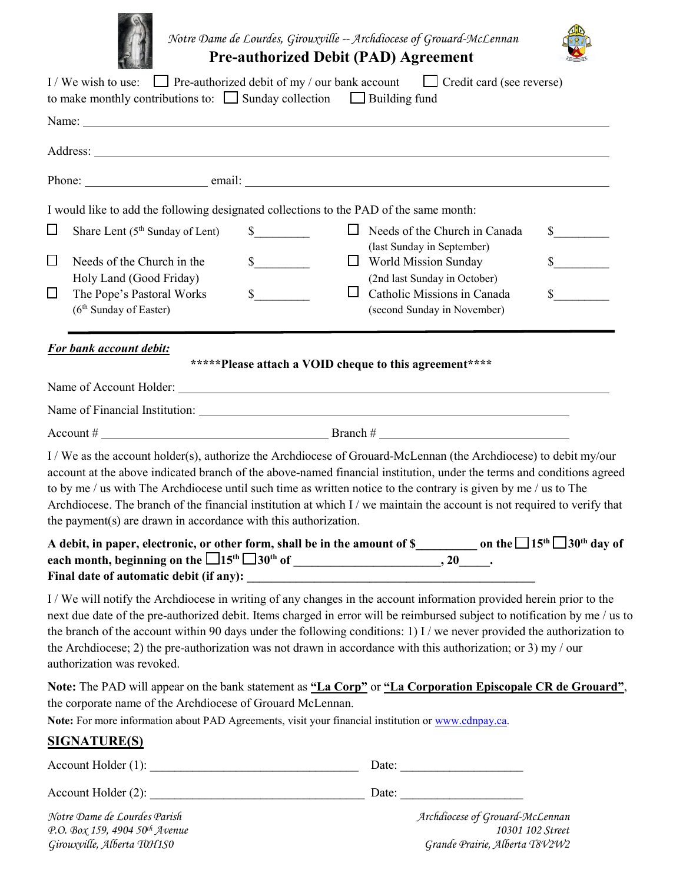*Notre Dame de Lourdes, Girouxville -- Archdiocese of Grouard-McLennan*

# Pre-authorized Debit (PAD) Agreement

I / We wish to use: ☐ Pre-authorized debit of my / our bank account ☐ Credit card (see reverse)
to make monthly contributions to: ☐ Sunday collection ☐ Building fund

Name: ______________________________________________

Address: ______________________________________________

Phone: ____________________ email: ______________________________

I would like to add the following designated collections to the PAD of the same month:

| | | | | | |
|---|---|---|---|---|---|
| ☐ | Share Lent (5th Sunday of Lent) | $________ | ☐ | Needs of the Church in Canada (last Sunday in September) | $________ |
| ☐ | Needs of the Church in the Holy Land (Good Friday) | $________ | ☐ | World Mission Sunday (2nd last Sunday in October) | $________ |
| ☐ | The Pope's Pastoral Works (6th Sunday of Easter) | $________ | ☐ | Catholic Missions in Canada (second Sunday in November) | $________ |

***For bank account debit:***

**\*\*\*\*\*Please attach a VOID cheque to this agreement\*\*\*\***

Name of Account Holder: ______________________________________________

Name of Financial Institution: ______________________________________________

Account # ______________________________ Branch # ______________________________

I / We as the account holder(s), authorize the Archdiocese of Grouard-McLennan (the Archdiocese) to debit my/our account at the above indicated branch of the above-named financial institution, under the terms and conditions agreed to by me / us with The Archdiocese until such time as written notice to the contrary is given by me / us to The Archdiocese. The branch of the financial institution at which I / we maintain the account is not required to verify that the payment(s) are drawn in accordance with this authorization.

**A debit, in paper, electronic, or other form, shall be in the amount of $_________ on the ☐15th ☐30th day of each month, beginning on the ☐15th ☐30th of ______________________, 20_____.**
**Final date of automatic debit (if any): ______________________________________________**

I / We will notify the Archdiocese in writing of any changes in the account information provided herein prior to the next due date of the pre-authorized debit. Items charged in error will be reimbursed subject to notification by me / us to the branch of the account within 90 days under the following conditions: 1) I / we never provided the authorization to the Archdiocese; 2) the pre-authorization was not drawn in accordance with this authorization; or 3) my / our authorization was revoked.

**Note:** The PAD will appear on the bank statement as **"La Corp"** or **"La Corporation Episcopale CR de Grouard"**, the corporate name of the Archdiocese of Grouard McLennan.

**Note:** For more information about PAD Agreements, visit your financial institution or www.cdnpay.ca.

## SIGNATURE(S)

Account Holder (1): ______________________________ Date: ____________________

Account Holder (2): ______________________________ Date: ____________________

*Notre Dame de Lourdes Parish*
*P.O. Box 159, 4904 50th Avenue*
*Girouxville, Alberta T0H1S0*

*Archdiocese of Grouard-McLennan*
*10301 102 Street*
*Grande Prairie, Alberta T8V2W2*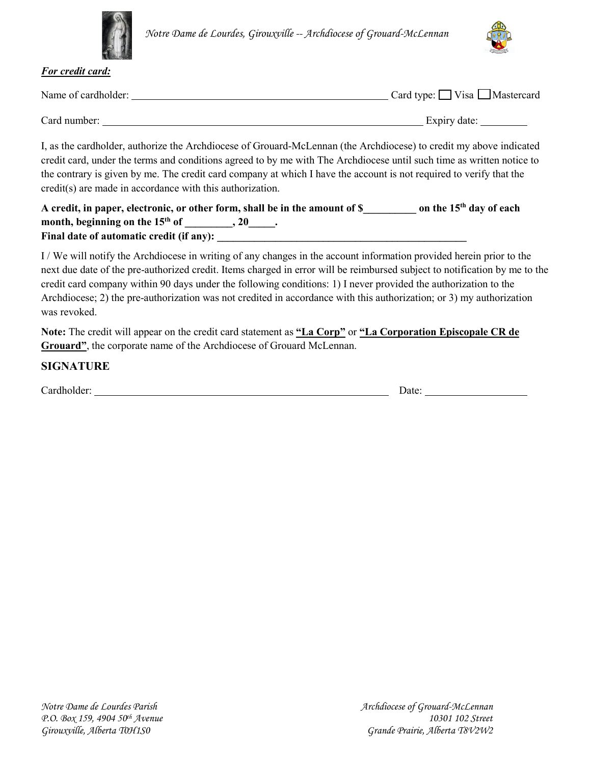***For credit card:***

Name of cardholder: ______________________________________________ Card type: ☐ Visa ☐ Mastercard

Card number: ____________________________________________________________ Expiry date: _________

I, as the cardholder, authorize the Archdiocese of Grouard-McLennan (the Archdiocese) to credit my above indicated credit card, under the terms and conditions agreed to by me with The Archdiocese until such time as written notice to the contrary is given by me. The credit card company at which I have the account is not required to verify that the credit(s) are made in accordance with this authorization.

**A credit, in paper, electronic, or other form, shall be in the amount of $__________ on the 15th day of each month, beginning on the 15th of _________, 20_____.**
**Final date of automatic credit (if any): _________________________________________________**

I / We will notify the Archdiocese in writing of any changes in the account information provided herein prior to the next due date of the pre-authorized credit. Items charged in error will be reimbursed subject to notification by me to the credit card company within 90 days under the following conditions: 1) I never provided the authorization to the Archdiocese; 2) the pre-authorization was not credited in accordance with this authorization; or 3) my authorization was revoked.

**Note:** The credit will appear on the credit card statement as **"La Corp"** or **"La Corporation Episcopale CR de Grouard"**, the corporate name of the Archdiocese of Grouard McLennan.

## SIGNATURE

Cardholder: ________________________________________________________ Date: ___________________

*Notre Dame de Lourdes Parish*
*P.O. Box 159, 4904 50th Avenue*
*Girouxville, Alberta T0H1S0*

*Archdiocese of Grouard-McLennan*
*10301 102 Street*
*Grande Prairie, Alberta T8V2W2*